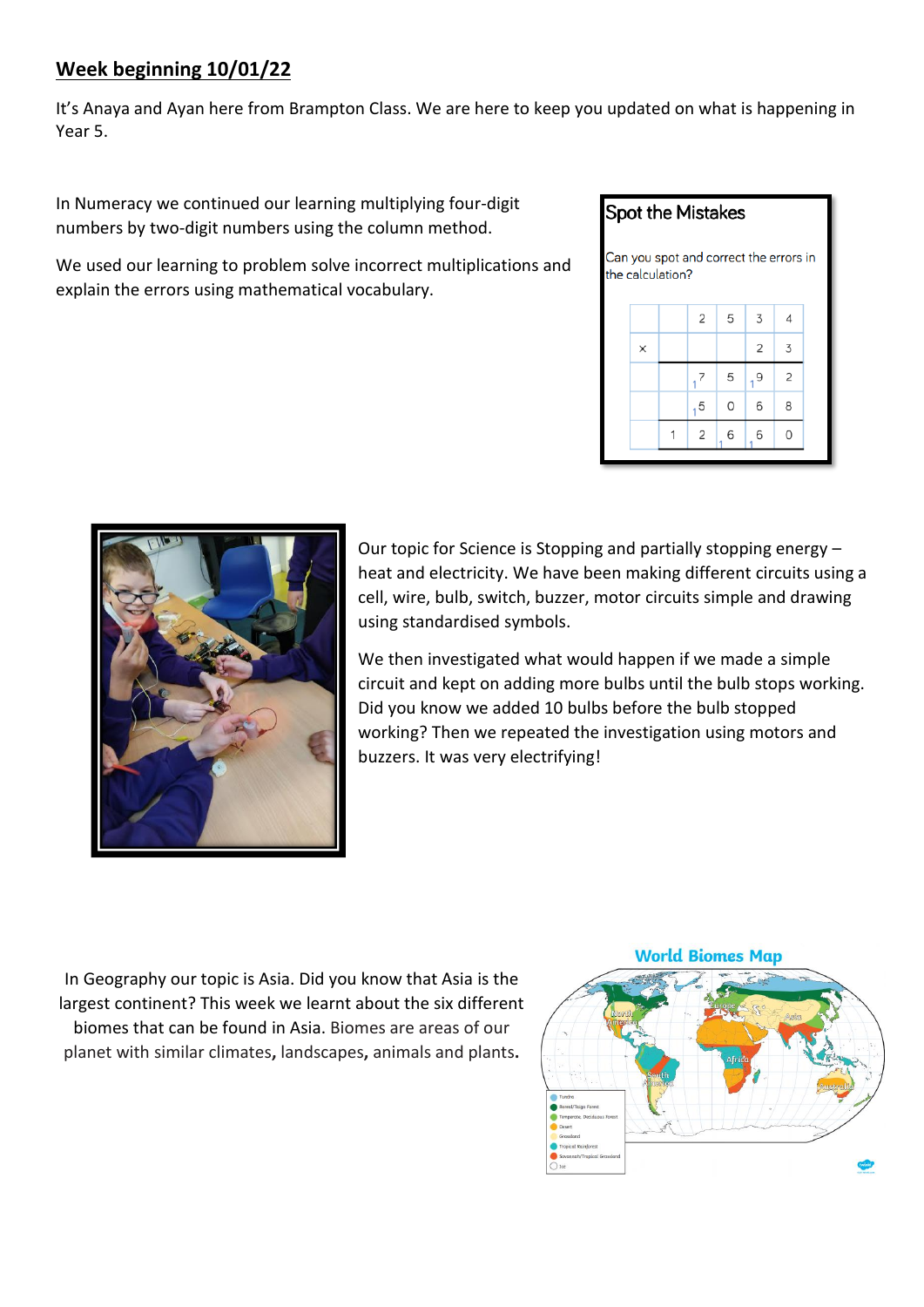## Week beginning 10/01/22

It's Anaya and Ayan here from Brampton Class. We are here to keep you updated on what is happening in Year 5.

In Numeracy we continued our learning multiplying four-digit numbers by two-digit numbers using the column method.

We used our learning to problem solve incorrect multiplications and explain the errors using mathematical vocabulary.

**Spot the Mistakes**

Can you spot and correct the errors in the calculation?

| | | | | | |
|---|---|---|---|---|---|
| | | 2 | 5 | 3 | 4 |
| × | | | | 2 | 3 |
| | | $_1$7 | 5 | $_1$9 | 2 |
| | | $_1$5 | 0 | 6 | 8 |
| | 1 | 2 | 6$_1$ | 6$_1$ | 0 |

Our topic for Science is Stopping and partially stopping energy – heat and electricity. We have been making different circuits using a cell, wire, bulb, switch, buzzer, motor circuits simple and drawing using standardised symbols.

We then investigated what would happen if we made a simple circuit and kept on adding more bulbs until the bulb stops working. Did you know we added 10 bulbs before the bulb stopped working? Then we repeated the investigation using motors and buzzers. It was very electrifying!

In Geography our topic is Asia. Did you know that Asia is the largest continent? This week we learnt about the six different biomes that can be found in Asia. Biomes are areas of our planet with similar climates, landscapes, animals and plants.

**World Biomes Map**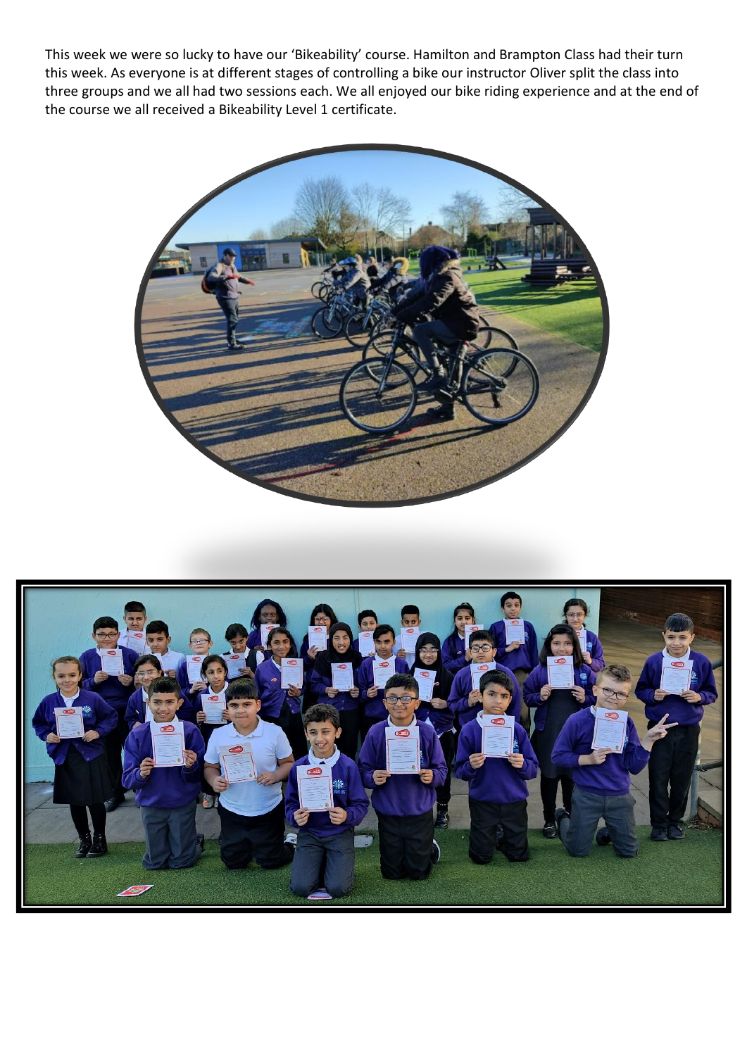This week we were so lucky to have our 'Bikeability' course. Hamilton and Brampton Class had their turn this week. As everyone is at different stages of controlling a bike our instructor Oliver split the class into three groups and we all had two sessions each. We all enjoyed our bike riding experience and at the end of the course we all received a Bikeability Level 1 certificate.